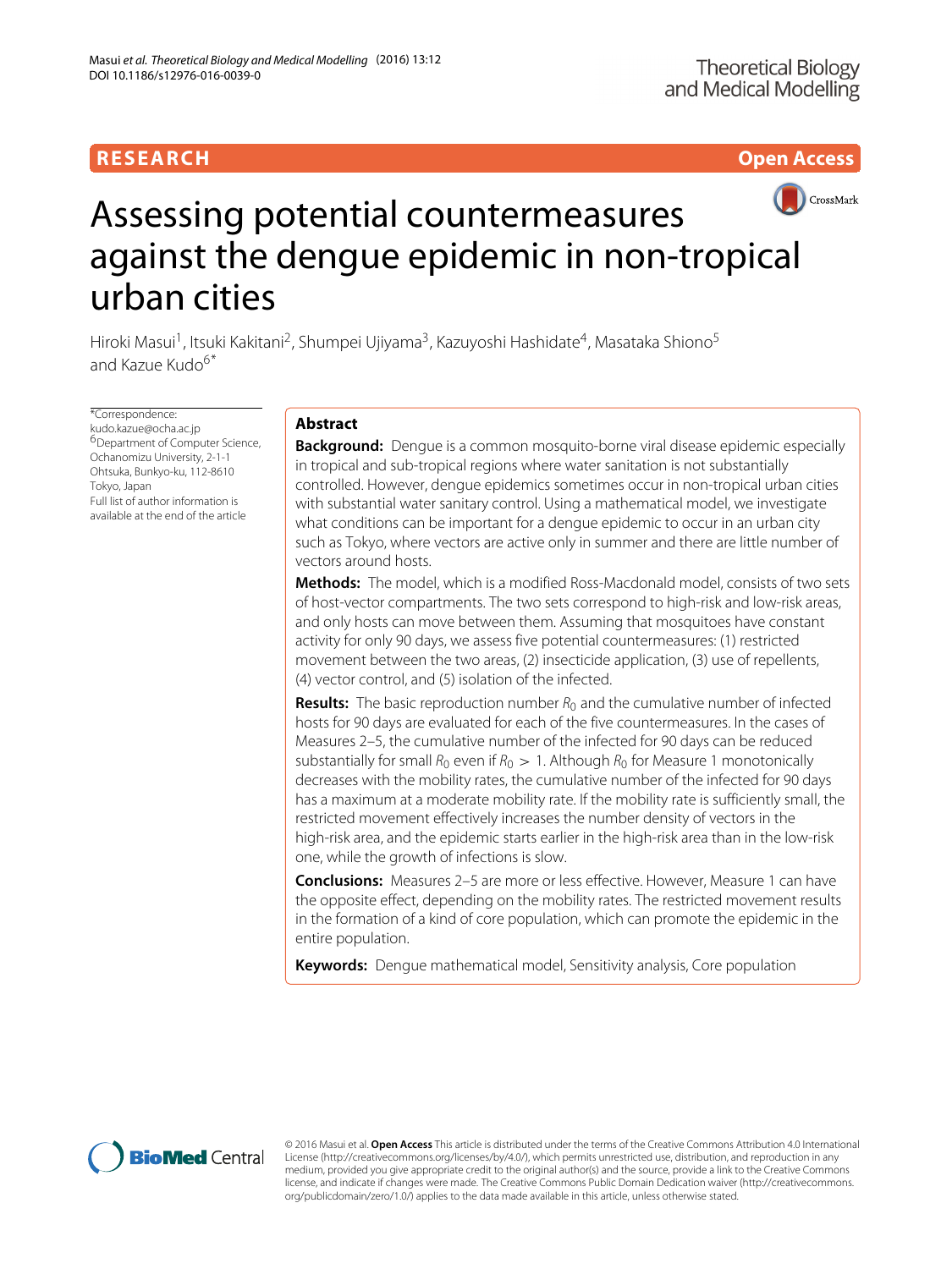RESEARCH

Open Access

# Assessing potential countermeasures against the dengue epidemic in non-tropical urban cities

Hiroki Masui[1], Itsuki Kakitani[2], Shumpei Ujiyama[3], Kazuyoshi Hashidate[4], Masataka Shiono[5] and Kazue Kudo[6*]

*Correspondence: kudo.kazue@ocha.ac.jp
[6]Department of Computer Science, Ochanomizu University, 2-1-1 Ohtsuka, Bunkyo-ku, 112-8610 Tokyo, Japan
Full list of author information is available at the end of the article

## Abstract

**Background:** Dengue is a common mosquito-borne viral disease epidemic especially in tropical and sub-tropical regions where water sanitation is not substantially controlled. However, dengue epidemics sometimes occur in non-tropical urban cities with substantial water sanitary control. Using a mathematical model, we investigate what conditions can be important for a dengue epidemic to occur in an urban city such as Tokyo, where vectors are active only in summer and there are little number of vectors around hosts.

**Methods:** The model, which is a modified Ross-Macdonald model, consists of two sets of host-vector compartments. The two sets correspond to high-risk and low-risk areas, and only hosts can move between them. Assuming that mosquitoes have constant activity for only 90 days, we assess five potential countermeasures: (1) restricted movement between the two areas, (2) insecticide application, (3) use of repellents, (4) vector control, and (5) isolation of the infected.

**Results:** The basic reproduction number $R_0$ and the cumulative number of infected hosts for 90 days are evaluated for each of the five countermeasures. In the cases of Measures 2–5, the cumulative number of the infected for 90 days can be reduced substantially for small $R_0$ even if $R_0 > 1$. Although $R_0$ for Measure 1 monotonically decreases with the mobility rates, the cumulative number of the infected for 90 days has a maximum at a moderate mobility rate. If the mobility rate is sufficiently small, the restricted movement effectively increases the number density of vectors in the high-risk area, and the epidemic starts earlier in the high-risk area than in the low-risk one, while the growth of infections is slow.

**Conclusions:** Measures 2–5 are more or less effective. However, Measure 1 can have the opposite effect, depending on the mobility rates. The restricted movement results in the formation of a kind of core population, which can promote the epidemic in the entire population.

**Keywords:** Dengue mathematical model, Sensitivity analysis, Core population

© 2016 Masui et al. **Open Access** This article is distributed under the terms of the Creative Commons Attribution 4.0 International License (http://creativecommons.org/licenses/by/4.0/), which permits unrestricted use, distribution, and reproduction in any medium, provided you give appropriate credit to the original author(s) and the source, provide a link to the Creative Commons license, and indicate if changes were made. The Creative Commons Public Domain Dedication waiver (http://creativecommons.org/publicdomain/zero/1.0/) applies to the data made available in this article, unless otherwise stated.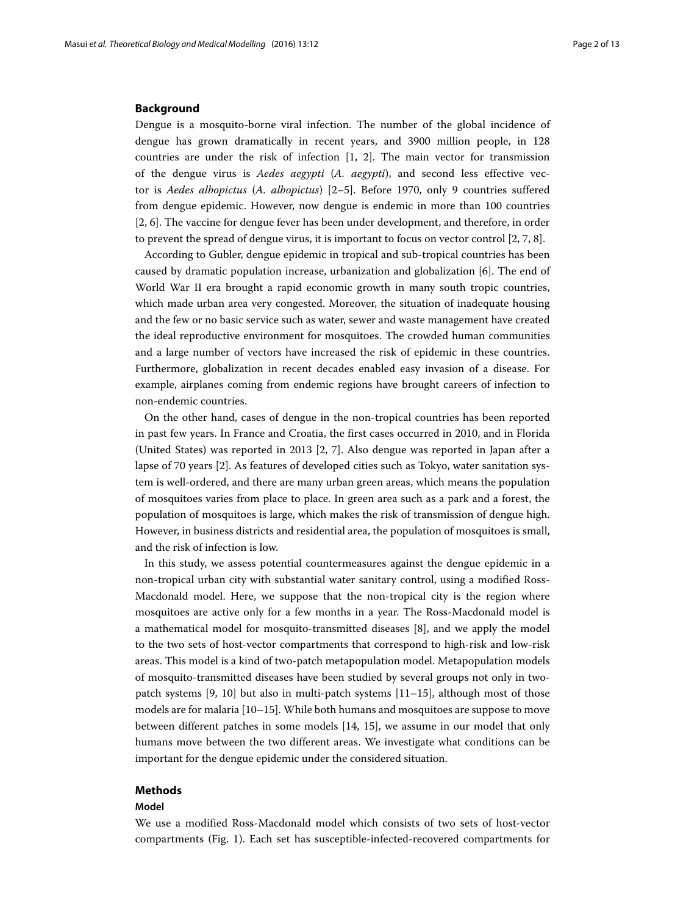## Background

Dengue is a mosquito-borne viral infection. The number of the global incidence of dengue has grown dramatically in recent years, and 3900 million people, in 128 countries are under the risk of infection [1, 2]. The main vector for transmission of the dengue virus is *Aedes aegypti* (*A. aegypti*), and second less effective vector is *Aedes albopictus* (*A. albopictus*) [2–5]. Before 1970, only 9 countries suffered from dengue epidemic. However, now dengue is endemic in more than 100 countries [2, 6]. The vaccine for dengue fever has been under development, and therefore, in order to prevent the spread of dengue virus, it is important to focus on vector control [2, 7, 8].

According to Gubler, dengue epidemic in tropical and sub-tropical countries has been caused by dramatic population increase, urbanization and globalization [6]. The end of World War II era brought a rapid economic growth in many south tropic countries, which made urban area very congested. Moreover, the situation of inadequate housing and the few or no basic service such as water, sewer and waste management have created the ideal reproductive environment for mosquitoes. The crowded human communities and a large number of vectors have increased the risk of epidemic in these countries. Furthermore, globalization in recent decades enabled easy invasion of a disease. For example, airplanes coming from endemic regions have brought careers of infection to non-endemic countries.

On the other hand, cases of dengue in the non-tropical countries has been reported in past few years. In France and Croatia, the first cases occurred in 2010, and in Florida (United States) was reported in 2013 [2, 7]. Also dengue was reported in Japan after a lapse of 70 years [2]. As features of developed cities such as Tokyo, water sanitation system is well-ordered, and there are many urban green areas, which means the population of mosquitoes varies from place to place. In green area such as a park and a forest, the population of mosquitoes is large, which makes the risk of transmission of dengue high. However, in business districts and residential area, the population of mosquitoes is small, and the risk of infection is low.

In this study, we assess potential countermeasures against the dengue epidemic in a non-tropical urban city with substantial water sanitary control, using a modified Ross-Macdonald model. Here, we suppose that the non-tropical city is the region where mosquitoes are active only for a few months in a year. The Ross-Macdonald model is a mathematical model for mosquito-transmitted diseases [8], and we apply the model to the two sets of host-vector compartments that correspond to high-risk and low-risk areas. This model is a kind of two-patch metapopulation model. Metapopulation models of mosquito-transmitted diseases have been studied by several groups not only in two-patch systems [9, 10] but also in multi-patch systems [11–15], although most of those models are for malaria [10–15]. While both humans and mosquitoes are suppose to move between different patches in some models [14, 15], we assume in our model that only humans move between the two different areas. We investigate what conditions can be important for the dengue epidemic under the considered situation.

## Methods

### Model

We use a modified Ross-Macdonald model which consists of two sets of host-vector compartments (Fig. 1). Each set has susceptible-infected-recovered compartments for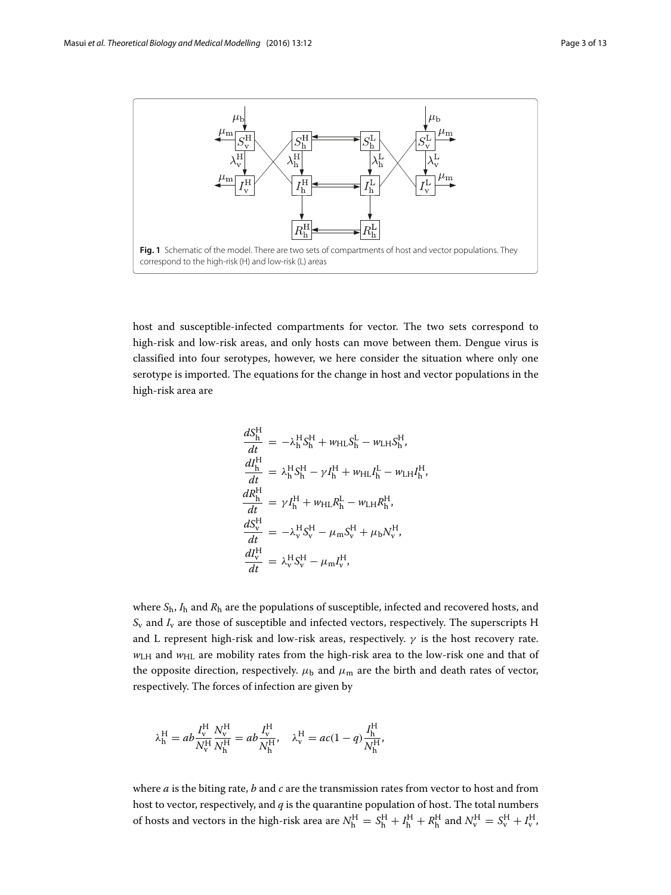**Fig. 1** Schematic of the model. There are two sets of compartments of host and vector populations. They correspond to the high-risk (H) and low-risk (L) areas

host and susceptible-infected compartments for vector. The two sets correspond to high-risk and low-risk areas, and only hosts can move between them. Dengue virus is classified into four serotypes, however, we here consider the situation where only one serotype is imported. The equations for the change in host and vector populations in the high-risk area are

$$
\begin{aligned}
\frac{dS_\mathrm{h}^\mathrm{H}}{dt} &= -\lambda_\mathrm{h}^\mathrm{H} S_\mathrm{h}^\mathrm{H} + w_\mathrm{HL} S_\mathrm{h}^\mathrm{L} - w_\mathrm{LH} S_\mathrm{h}^\mathrm{H}, \\
\frac{dI_\mathrm{h}^\mathrm{H}}{dt} &= \lambda_\mathrm{h}^\mathrm{H} S_\mathrm{h}^\mathrm{H} - \gamma I_\mathrm{h}^\mathrm{H} + w_\mathrm{HL} I_\mathrm{h}^\mathrm{L} - w_\mathrm{LH} I_\mathrm{h}^\mathrm{H}, \\
\frac{dR_\mathrm{h}^\mathrm{H}}{dt} &= \gamma I_\mathrm{h}^\mathrm{H} + w_\mathrm{HL} R_\mathrm{h}^\mathrm{L} - w_\mathrm{LH} R_\mathrm{h}^\mathrm{H}, \\
\frac{dS_\mathrm{v}^\mathrm{H}}{dt} &= -\lambda_\mathrm{v}^\mathrm{H} S_\mathrm{v}^\mathrm{H} - \mu_\mathrm{m} S_\mathrm{v}^\mathrm{H} + \mu_\mathrm{b} N_\mathrm{v}^\mathrm{H}, \\
\frac{dI_\mathrm{v}^\mathrm{H}}{dt} &= \lambda_\mathrm{v}^\mathrm{H} S_\mathrm{v}^\mathrm{H} - \mu_\mathrm{m} I_\mathrm{v}^\mathrm{H},
\end{aligned}
$$

where $S_\mathrm{h}$, $I_\mathrm{h}$ and $R_\mathrm{h}$ are the populations of susceptible, infected and recovered hosts, and $S_\mathrm{v}$ and $I_\mathrm{v}$ are those of susceptible and infected vectors, respectively. The superscripts H and L represent high-risk and low-risk areas, respectively. $\gamma$ is the host recovery rate. $w_\mathrm{LH}$ and $w_\mathrm{HL}$ are mobility rates from the high-risk area to the low-risk one and that of the opposite direction, respectively. $\mu_\mathrm{b}$ and $\mu_\mathrm{m}$ are the birth and death rates of vector, respectively. The forces of infection are given by

$$
\lambda_\mathrm{h}^\mathrm{H} = ab \frac{I_\mathrm{v}^\mathrm{H}}{N_\mathrm{v}^\mathrm{H}} \frac{N_\mathrm{v}^\mathrm{H}}{N_\mathrm{h}^\mathrm{H}} = ab \frac{I_\mathrm{v}^\mathrm{H}}{N_\mathrm{h}^\mathrm{H}}, \quad \lambda_\mathrm{v}^\mathrm{H} = ac(1-q) \frac{I_\mathrm{h}^\mathrm{H}}{N_\mathrm{h}^\mathrm{H}},
$$

where $a$ is the biting rate, $b$ and $c$ are the transmission rates from vector to host and from host to vector, respectively, and $q$ is the quarantine population of host. The total numbers of hosts and vectors in the high-risk area are $N_\mathrm{h}^\mathrm{H} = S_\mathrm{h}^\mathrm{H} + I_\mathrm{h}^\mathrm{H} + R_\mathrm{h}^\mathrm{H}$ and $N_\mathrm{v}^\mathrm{H} = S_\mathrm{v}^\mathrm{H} + I_\mathrm{v}^\mathrm{H}$,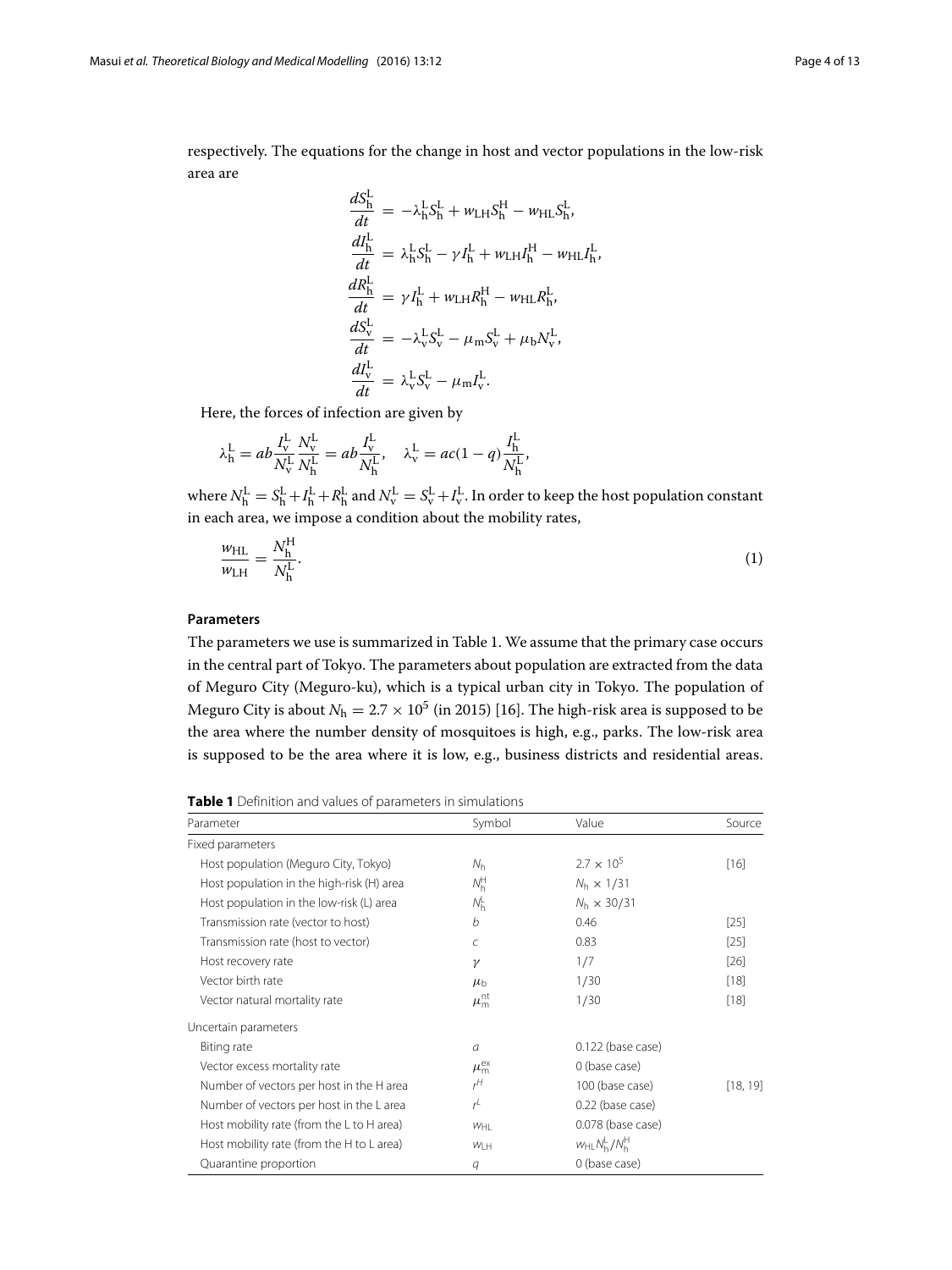respectively. The equations for the change in host and vector populations in the low-risk area are

$$
\begin{aligned}
\frac{dS_{\mathrm{h}}^{\mathrm{L}}}{dt} &= -\lambda_{\mathrm{h}}^{\mathrm{L}} S_{\mathrm{h}}^{\mathrm{L}} + w_{\mathrm{LH}} S_{\mathrm{h}}^{\mathrm{H}} - w_{\mathrm{HL}} S_{\mathrm{h}}^{\mathrm{L}},\\
\frac{dI_{\mathrm{h}}^{\mathrm{L}}}{dt} &= \lambda_{\mathrm{h}}^{\mathrm{L}} S_{\mathrm{h}}^{\mathrm{L}} - \gamma I_{\mathrm{h}}^{\mathrm{L}} + w_{\mathrm{LH}} I_{\mathrm{h}}^{\mathrm{H}} - w_{\mathrm{HL}} I_{\mathrm{h}}^{\mathrm{L}},\\
\frac{dR_{\mathrm{h}}^{\mathrm{L}}}{dt} &= \gamma I_{\mathrm{h}}^{\mathrm{L}} + w_{\mathrm{LH}} R_{\mathrm{h}}^{\mathrm{H}} - w_{\mathrm{HL}} R_{\mathrm{h}}^{\mathrm{L}},\\
\frac{dS_{\mathrm{v}}^{\mathrm{L}}}{dt} &= -\lambda_{\mathrm{v}}^{\mathrm{L}} S_{\mathrm{v}}^{\mathrm{L}} - \mu_{\mathrm{m}} S_{\mathrm{v}}^{\mathrm{L}} + \mu_{\mathrm{b}} N_{\mathrm{v}}^{\mathrm{L}},\\
\frac{dI_{\mathrm{v}}^{\mathrm{L}}}{dt} &= \lambda_{\mathrm{v}}^{\mathrm{L}} S_{\mathrm{v}}^{\mathrm{L}} - \mu_{\mathrm{m}} I_{\mathrm{v}}^{\mathrm{L}}.
\end{aligned}
$$

Here, the forces of infection are given by

$$
\lambda_{\mathrm{h}}^{\mathrm{L}} = ab\frac{I_{\mathrm{v}}^{\mathrm{L}}}{N_{\mathrm{v}}^{\mathrm{L}}}\frac{N_{\mathrm{v}}^{\mathrm{L}}}{N_{\mathrm{h}}^{\mathrm{L}}} = ab\frac{I_{\mathrm{v}}^{\mathrm{L}}}{N_{\mathrm{h}}^{\mathrm{L}}}, \quad \lambda_{\mathrm{v}}^{\mathrm{L}} = ac(1-q)\frac{I_{\mathrm{h}}^{\mathrm{L}}}{N_{\mathrm{h}}^{\mathrm{L}}},
$$

where $N_{\mathrm{h}}^{\mathrm{L}} = S_{\mathrm{h}}^{\mathrm{L}} + I_{\mathrm{h}}^{\mathrm{L}} + R_{\mathrm{h}}^{\mathrm{L}}$ and $N_{\mathrm{v}}^{\mathrm{L}} = S_{\mathrm{v}}^{\mathrm{L}} + I_{\mathrm{v}}^{\mathrm{L}}$. In order to keep the host population constant in each area, we impose a condition about the mobility rates,

$$
\frac{w_{\mathrm{HL}}}{w_{\mathrm{LH}}} = \frac{N_{\mathrm{h}}^{\mathrm{H}}}{N_{\mathrm{h}}^{\mathrm{L}}}. \tag{1}
$$

### Parameters

The parameters we use is summarized in Table 1. We assume that the primary case occurs in the central part of Tokyo. The parameters about population are extracted from the data of Meguro City (Meguro-ku), which is a typical urban city in Tokyo. The population of Meguro City is about $N_{\mathrm{h}} = 2.7 \times 10^5$ (in 2015) [16]. The high-risk area is supposed to be the area where the number density of mosquitoes is high, e.g., parks. The low-risk area is supposed to be the area where it is low, e.g., business districts and residential areas.

**Table 1** Definition and values of parameters in simulations

| Parameter | Symbol | Value | Source |
|---|---|---|---|
| Fixed parameters | | | |
| Host population (Meguro City, Tokyo) | $N_{\mathrm{h}}$ | $2.7 \times 10^5$ | [16] |
| Host population in the high-risk (H) area | $N_{\mathrm{h}}^{\mathrm{H}}$ | $N_{\mathrm{h}} \times 1/31$ | |
| Host population in the low-risk (L) area | $N_{\mathrm{h}}^{\mathrm{L}}$ | $N_{\mathrm{h}} \times 30/31$ | |
| Transmission rate (vector to host) | $b$ | 0.46 | [25] |
| Transmission rate (host to vector) | $c$ | 0.83 | [25] |
| Host recovery rate | $\gamma$ | 1/7 | [26] |
| Vector birth rate | $\mu_{\mathrm{b}}$ | 1/30 | [18] |
| Vector natural mortality rate | $\mu_{\mathrm{m}}^{\mathrm{nt}}$ | 1/30 | [18] |
| Uncertain parameters | | | |
| Biting rate | $a$ | 0.122 (base case) | |
| Vector excess mortality rate | $\mu_{\mathrm{m}}^{\mathrm{ex}}$ | 0 (base case) | |
| Number of vectors per host in the H area | $r^{H}$ | 100 (base case) | [18, 19] |
| Number of vectors per host in the L area | $r^{L}$ | 0.22 (base case) | |
| Host mobility rate (from the L to H area) | $w_{\mathrm{HL}}$ | 0.078 (base case) | |
| Host mobility rate (from the H to L area) | $w_{\mathrm{LH}}$ | $w_{\mathrm{HL}} N_{\mathrm{h}}^{\mathrm{L}} / N_{\mathrm{h}}^{\mathrm{H}}$ | |
| Quarantine proportion | $q$ | 0 (base case) | |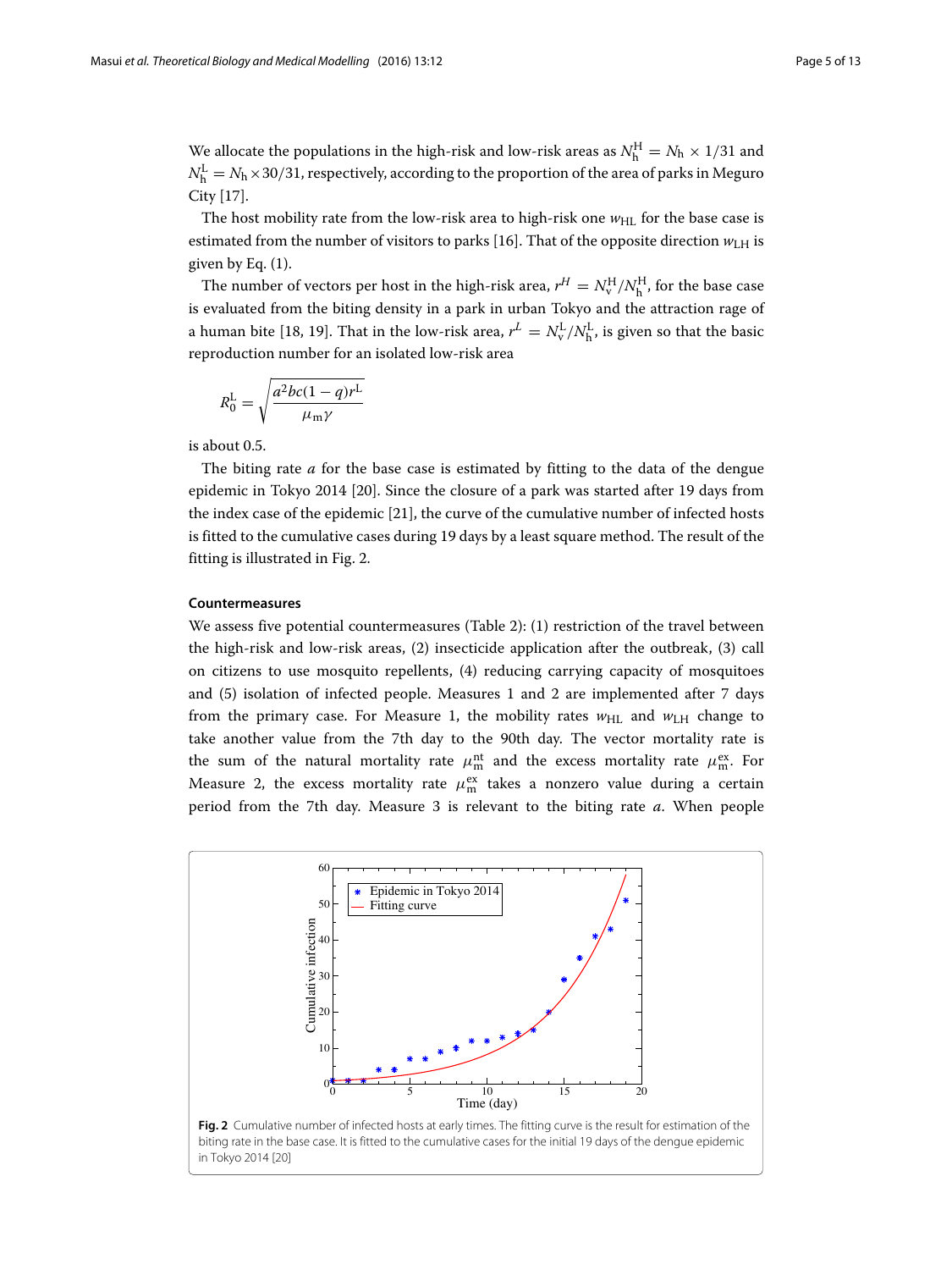We allocate the populations in the high-risk and low-risk areas as $N_\mathrm{h}^\mathrm{H} = N_\mathrm{h} \times 1/31$ and $N_\mathrm{h}^\mathrm{L} = N_\mathrm{h} \times 30/31$, respectively, according to the proportion of the area of parks in Meguro City [17].

The host mobility rate from the low-risk area to high-risk one $w_\mathrm{HL}$ for the base case is estimated from the number of visitors to parks [16]. That of the opposite direction $w_\mathrm{LH}$ is given by Eq. (1).

The number of vectors per host in the high-risk area, $r^H = N_\mathrm{v}^\mathrm{H}/N_\mathrm{h}^\mathrm{H}$, for the base case is evaluated from the biting density in a park in urban Tokyo and the attraction rage of a human bite [18, 19]. That in the low-risk area, $r^L = N_\mathrm{v}^\mathrm{L}/N_\mathrm{h}^\mathrm{L}$, is given so that the basic reproduction number for an isolated low-risk area

$$R_0^\mathrm{L} = \sqrt{\frac{a^2 bc(1-q) r^\mathrm{L}}{\mu_\mathrm{m} \gamma}}$$

is about 0.5.

The biting rate $a$ for the base case is estimated by fitting to the data of the dengue epidemic in Tokyo 2014 [20]. Since the closure of a park was started after 19 days from the index case of the epidemic [21], the curve of the cumulative number of infected hosts is fitted to the cumulative cases during 19 days by a least square method. The result of the fitting is illustrated in Fig. 2.

### Countermeasures

We assess five potential countermeasures (Table 2): (1) restriction of the travel between the high-risk and low-risk areas, (2) insecticide application after the outbreak, (3) call on citizens to use mosquito repellents, (4) reducing carrying capacity of mosquitoes and (5) isolation of infected people. Measures 1 and 2 are implemented after 7 days from the primary case. For Measure 1, the mobility rates $w_\mathrm{HL}$ and $w_\mathrm{LH}$ change to take another value from the 7th day to the 90th day. The vector mortality rate is the sum of the natural mortality rate $\mu_\mathrm{m}^\mathrm{nt}$ and the excess mortality rate $\mu_\mathrm{m}^\mathrm{ex}$. For Measure 2, the excess mortality rate $\mu_\mathrm{m}^\mathrm{ex}$ takes a nonzero value during a certain period from the 7th day. Measure 3 is relevant to the biting rate $a$. When people

**Fig. 2** Cumulative number of infected hosts at early times. The fitting curve is the result for estimation of the biting rate in the base case. It is fitted to the cumulative cases for the initial 19 days of the dengue epidemic in Tokyo 2014 [20]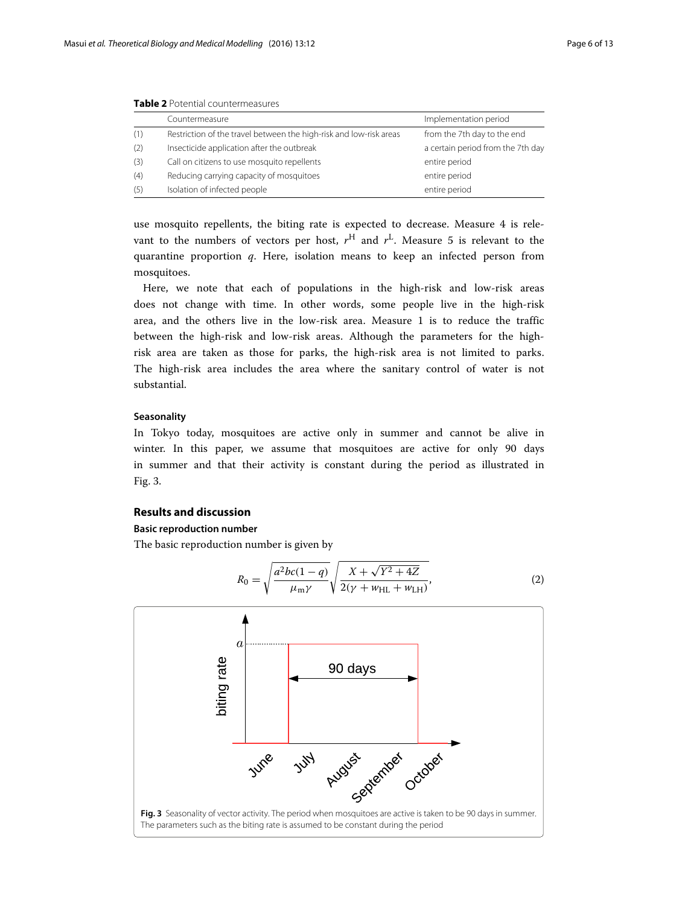**Table 2** Potential countermeasures

| | Countermeasure | Implementation period |
|---|---|---|
| (1) | Restriction of the travel between the high-risk and low-risk areas | from the 7th day to the end |
| (2) | Insecticide application after the outbreak | a certain period from the 7th day |
| (3) | Call on citizens to use mosquito repellents | entire period |
| (4) | Reducing carrying capacity of mosquitoes | entire period |
| (5) | Isolation of infected people | entire period |

use mosquito repellents, the biting rate is expected to decrease. Measure 4 is relevant to the numbers of vectors per host, $r^{\mathrm{H}}$ and $r^{\mathrm{L}}$. Measure 5 is relevant to the quarantine proportion $q$. Here, isolation means to keep an infected person from mosquitoes.

Here, we note that each of populations in the high-risk and low-risk areas does not change with time. In other words, some people live in the high-risk area, and the others live in the low-risk area. Measure 1 is to reduce the traffic between the high-risk and low-risk areas. Although the parameters for the high-risk area are taken as those for parks, the high-risk area is not limited to parks. The high-risk area includes the area where the sanitary control of water is not substantial.

#### Seasonality

In Tokyo today, mosquitoes are active only in summer and cannot be alive in winter. In this paper, we assume that mosquitoes are active for only 90 days in summer and that their activity is constant during the period as illustrated in Fig. 3.

## Results and discussion

#### Basic reproduction number

The basic reproduction number is given by

$$R_0 = \sqrt{\frac{a^2bc(1-q)}{\mu_{\mathrm{m}}\gamma}}\sqrt{\frac{X+\sqrt{Y^2+4Z}}{2(\gamma+w_{\mathrm{HL}}+w_{\mathrm{LH}})}}, \tag{2}$$

**Fig. 3** Seasonality of vector activity. The period when mosquitoes are active is taken to be 90 days in summer. The parameters such as the biting rate is assumed to be constant during the period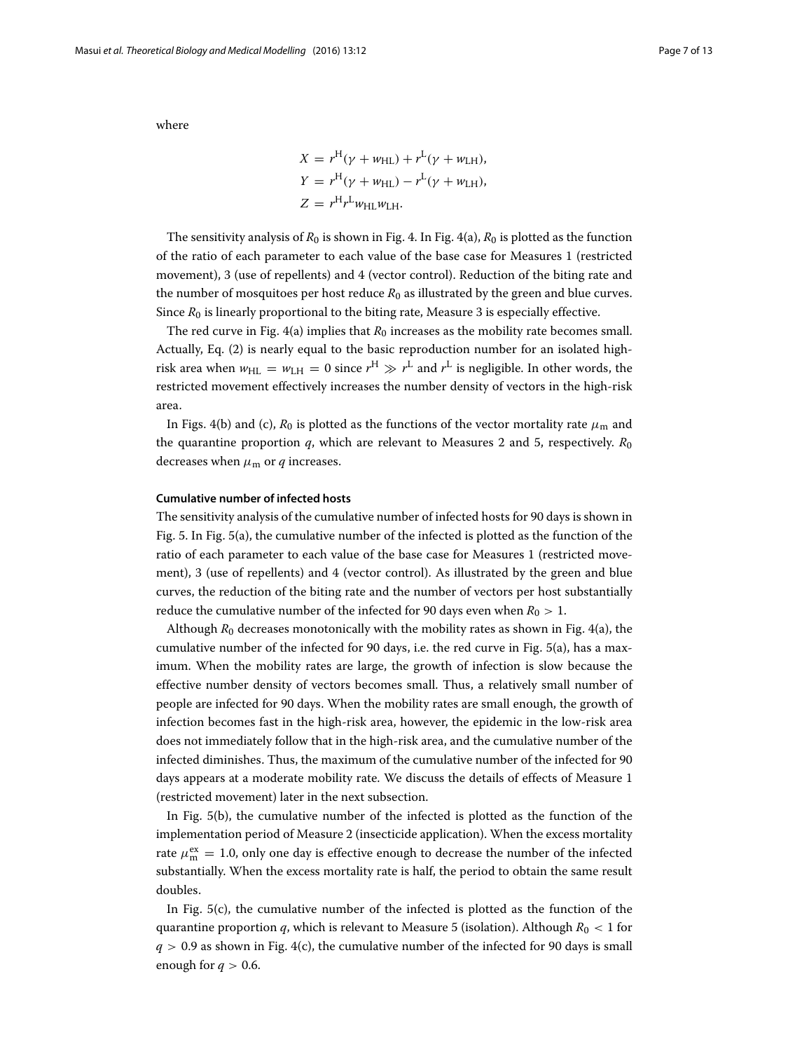where

$$
\begin{aligned}
X &= r^{\mathrm{H}}(\gamma + w_{\mathrm{HL}}) + r^{\mathrm{L}}(\gamma + w_{\mathrm{LH}}),\\
Y &= r^{\mathrm{H}}(\gamma + w_{\mathrm{HL}}) - r^{\mathrm{L}}(\gamma + w_{\mathrm{LH}}),\\
Z &= r^{\mathrm{H}} r^{\mathrm{L}} w_{\mathrm{HL}} w_{\mathrm{LH}}.
\end{aligned}
$$

The sensitivity analysis of $R_0$ is shown in Fig. 4. In Fig. 4(a), $R_0$ is plotted as the function of the ratio of each parameter to each value of the base case for Measures 1 (restricted movement), 3 (use of repellents) and 4 (vector control). Reduction of the biting rate and the number of mosquitoes per host reduce $R_0$ as illustrated by the green and blue curves. Since $R_0$ is linearly proportional to the biting rate, Measure 3 is especially effective.

The red curve in Fig. 4(a) implies that $R_0$ increases as the mobility rate becomes small. Actually, Eq. (2) is nearly equal to the basic reproduction number for an isolated high-risk area when $w_{\mathrm{HL}} = w_{\mathrm{LH}} = 0$ since $r^{\mathrm{H}} \gg r^{\mathrm{L}}$ and $r^{\mathrm{L}}$ is negligible. In other words, the restricted movement effectively increases the number density of vectors in the high-risk area.

In Figs. 4(b) and (c), $R_0$ is plotted as the functions of the vector mortality rate $\mu_{\mathrm{m}}$ and the quarantine proportion $q$, which are relevant to Measures 2 and 5, respectively. $R_0$ decreases when $\mu_{\mathrm{m}}$ or $q$ increases.

#### Cumulative number of infected hosts

The sensitivity analysis of the cumulative number of infected hosts for 90 days is shown in Fig. 5. In Fig. 5(a), the cumulative number of the infected is plotted as the function of the ratio of each parameter to each value of the base case for Measures 1 (restricted movement), 3 (use of repellents) and 4 (vector control). As illustrated by the green and blue curves, the reduction of the biting rate and the number of vectors per host substantially reduce the cumulative number of the infected for 90 days even when $R_0 > 1$.

Although $R_0$ decreases monotonically with the mobility rates as shown in Fig. 4(a), the cumulative number of the infected for 90 days, i.e. the red curve in Fig. 5(a), has a maximum. When the mobility rates are large, the growth of infection is slow because the effective number density of vectors becomes small. Thus, a relatively small number of people are infected for 90 days. When the mobility rates are small enough, the growth of infection becomes fast in the high-risk area, however, the epidemic in the low-risk area does not immediately follow that in the high-risk area, and the cumulative number of the infected diminishes. Thus, the maximum of the cumulative number of the infected for 90 days appears at a moderate mobility rate. We discuss the details of effects of Measure 1 (restricted movement) later in the next subsection.

In Fig. 5(b), the cumulative number of the infected is plotted as the function of the implementation period of Measure 2 (insecticide application). When the excess mortality rate $\mu_{\mathrm{m}}^{\mathrm{ex}} = 1.0$, only one day is effective enough to decrease the number of the infected substantially. When the excess mortality rate is half, the period to obtain the same result doubles.

In Fig. 5(c), the cumulative number of the infected is plotted as the function of the quarantine proportion $q$, which is relevant to Measure 5 (isolation). Although $R_0 < 1$ for $q > 0.9$ as shown in Fig. 4(c), the cumulative number of the infected for 90 days is small enough for $q > 0.6$.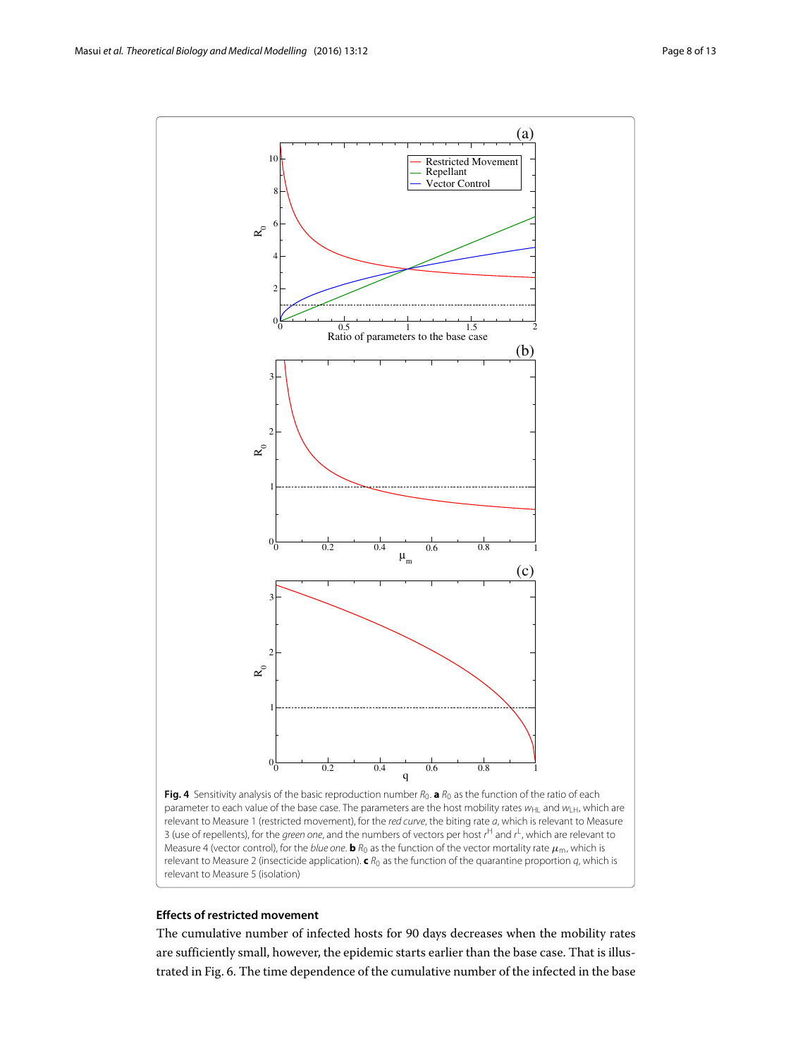**Fig. 4** Sensitivity analysis of the basic reproduction number $R_0$. **a** $R_0$ as the function of the ratio of each parameter to each value of the base case. The parameters are the host mobility rates $w_{HL}$ and $w_{LH}$, which are relevant to Measure 1 (restricted movement), for the *red curve*, the biting rate $a$, which is relevant to Measure 3 (use of repellents), for the *green one*, and the numbers of vectors per host $r^H$ and $r^L$, which are relevant to Measure 4 (vector control), for the *blue one*. **b** $R_0$ as the function of the vector mortality rate $\mu_m$, which is relevant to Measure 2 (insecticide application). **c** $R_0$ as the function of the quarantine proportion $q$, which is relevant to Measure 5 (isolation)

### Effects of restricted movement

The cumulative number of infected hosts for 90 days decreases when the mobility rates are sufficiently small, however, the epidemic starts earlier than the base case. That is illustrated in Fig. 6. The time dependence of the cumulative number of the infected in the base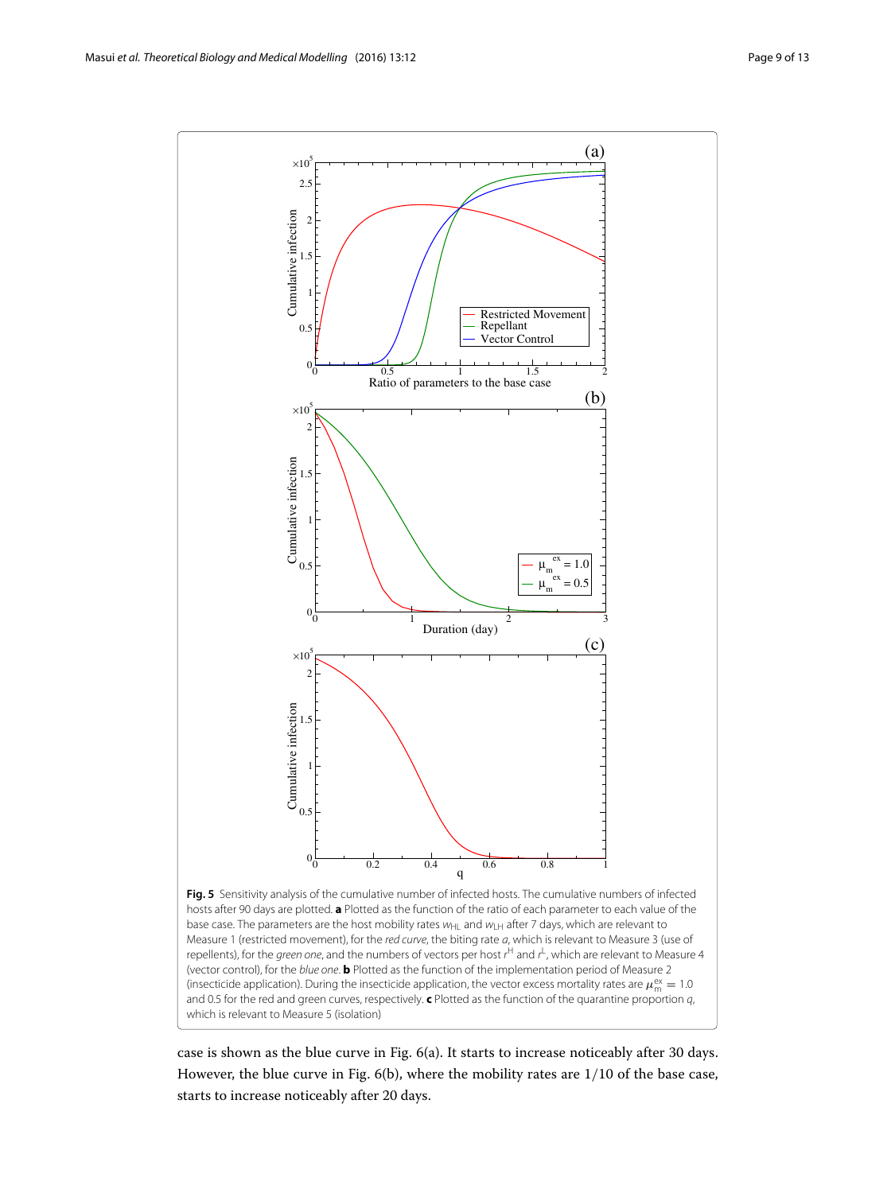**Fig. 5** Sensitivity analysis of the cumulative number of infected hosts. The cumulative numbers of infected hosts after 90 days are plotted. **a** Plotted as the function of the ratio of each parameter to each value of the base case. The parameters are the host mobility rates $w_{HL}$ and $w_{LH}$ after 7 days, which are relevant to Measure 1 (restricted movement), for the *red curve*, the biting rate $a$, which is relevant to Measure 3 (use of repellents), for the *green one*, and the numbers of vectors per host $r^H$ and $r^L$, which are relevant to Measure 4 (vector control), for the *blue one*. **b** Plotted as the function of the implementation period of Measure 2 (insecticide application). During the insecticide application, the vector excess mortality rates are $\mu_m^{ex} = 1.0$ and 0.5 for the red and green curves, respectively. **c** Plotted as the function of the quarantine proportion $q$, which is relevant to Measure 5 (isolation)

case is shown as the blue curve in Fig. 6(a). It starts to increase noticeably after 30 days. However, the blue curve in Fig. 6(b), where the mobility rates are 1/10 of the base case, starts to increase noticeably after 20 days.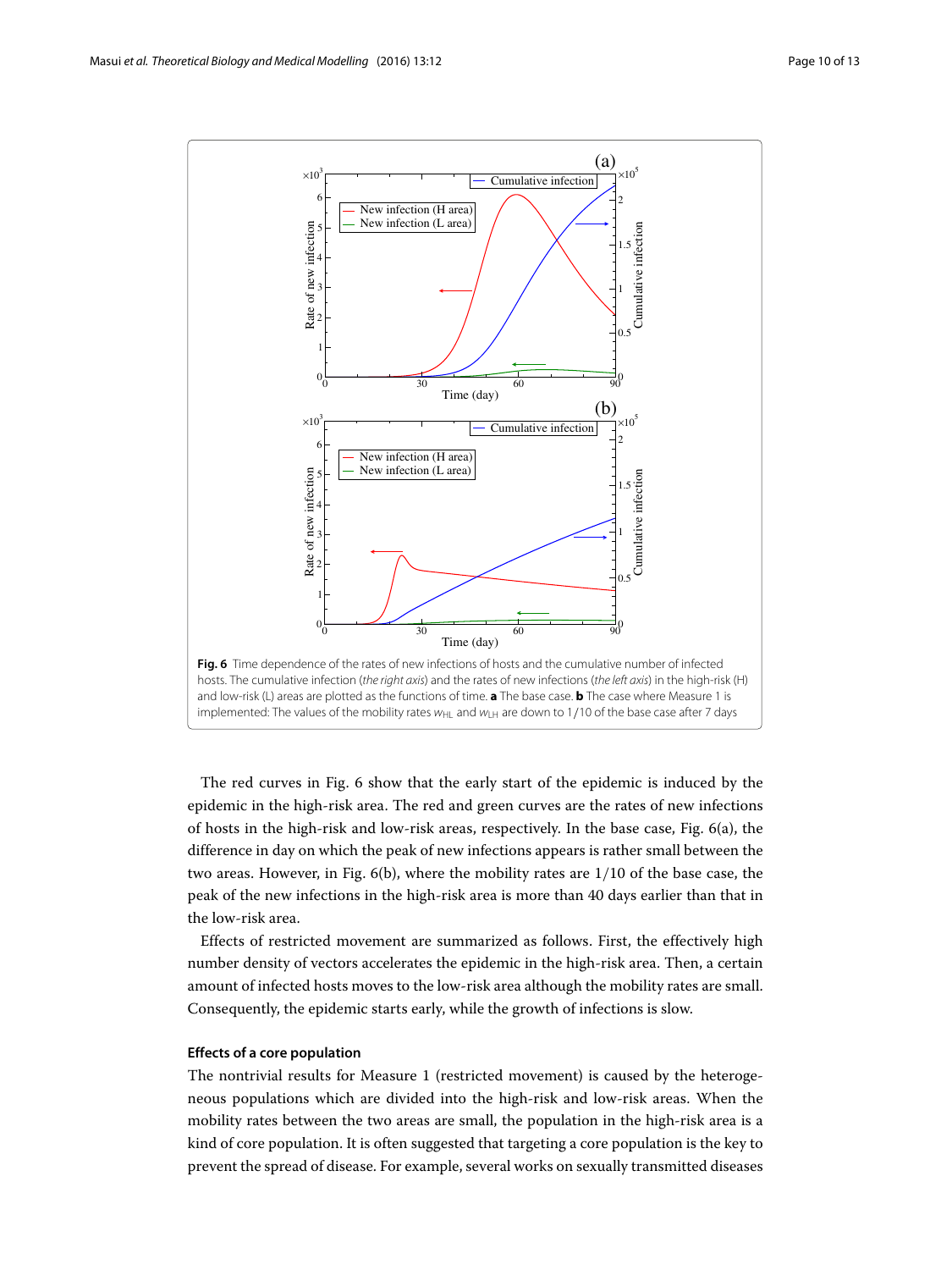**Fig. 6** Time dependence of the rates of new infections of hosts and the cumulative number of infected hosts. The cumulative infection (*the right axis*) and the rates of new infections (*the left axis*) in the high-risk (H) and low-risk (L) areas are plotted as the functions of time. **a** The base case. **b** The case where Measure 1 is implemented: The values of the mobility rates $w_{HL}$ and $w_{LH}$ are down to 1/10 of the base case after 7 days

The red curves in Fig. 6 show that the early start of the epidemic is induced by the epidemic in the high-risk area. The red and green curves are the rates of new infections of hosts in the high-risk and low-risk areas, respectively. In the base case, Fig. 6(a), the difference in day on which the peak of new infections appears is rather small between the two areas. However, in Fig. 6(b), where the mobility rates are 1/10 of the base case, the peak of the new infections in the high-risk area is more than 40 days earlier than that in the low-risk area.

Effects of restricted movement are summarized as follows. First, the effectively high number density of vectors accelerates the epidemic in the high-risk area. Then, a certain amount of infected hosts moves to the low-risk area although the mobility rates are small. Consequently, the epidemic starts early, while the growth of infections is slow.

### Effects of a core population

The nontrivial results for Measure 1 (restricted movement) is caused by the heterogeneous populations which are divided into the high-risk and low-risk areas. When the mobility rates between the two areas are small, the population in the high-risk area is a kind of core population. It is often suggested that targeting a core population is the key to prevent the spread of disease. For example, several works on sexually transmitted diseases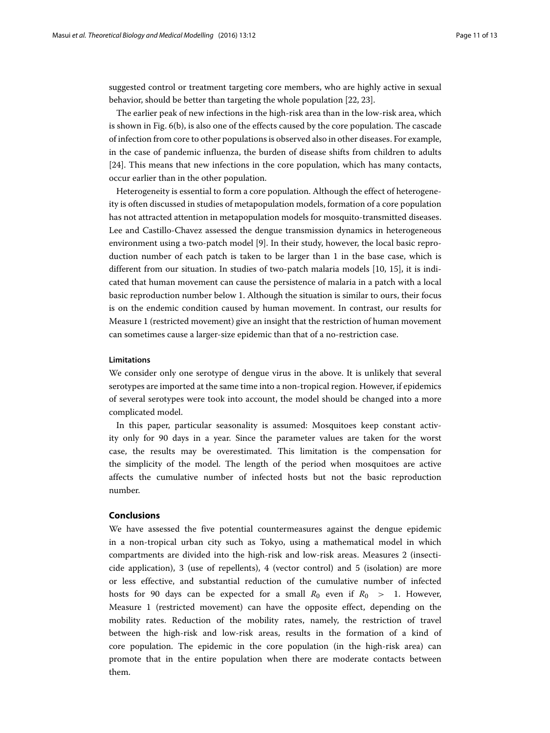suggested control or treatment targeting core members, who are highly active in sexual behavior, should be better than targeting the whole population [22, 23].

The earlier peak of new infections in the high-risk area than in the low-risk area, which is shown in Fig. 6(b), is also one of the effects caused by the core population. The cascade of infection from core to other populations is observed also in other diseases. For example, in the case of pandemic influenza, the burden of disease shifts from children to adults [24]. This means that new infections in the core population, which has many contacts, occur earlier than in the other population.

Heterogeneity is essential to form a core population. Although the effect of heterogeneity is often discussed in studies of metapopulation models, formation of a core population has not attracted attention in metapopulation models for mosquito-transmitted diseases. Lee and Castillo-Chavez assessed the dengue transmission dynamics in heterogeneous environment using a two-patch model [9]. In their study, however, the local basic reproduction number of each patch is taken to be larger than 1 in the base case, which is different from our situation. In studies of two-patch malaria models [10, 15], it is indicated that human movement can cause the persistence of malaria in a patch with a local basic reproduction number below 1. Although the situation is similar to ours, their focus is on the endemic condition caused by human movement. In contrast, our results for Measure 1 (restricted movement) give an insight that the restriction of human movement can sometimes cause a larger-size epidemic than that of a no-restriction case.

### Limitations

We consider only one serotype of dengue virus in the above. It is unlikely that several serotypes are imported at the same time into a non-tropical region. However, if epidemics of several serotypes were took into account, the model should be changed into a more complicated model.

In this paper, particular seasonality is assumed: Mosquitoes keep constant activity only for 90 days in a year. Since the parameter values are taken for the worst case, the results may be overestimated. This limitation is the compensation for the simplicity of the model. The length of the period when mosquitoes are active affects the cumulative number of infected hosts but not the basic reproduction number.

## Conclusions

We have assessed the five potential countermeasures against the dengue epidemic in a non-tropical urban city such as Tokyo, using a mathematical model in which compartments are divided into the high-risk and low-risk areas. Measures 2 (insecticide application), 3 (use of repellents), 4 (vector control) and 5 (isolation) are more or less effective, and substantial reduction of the cumulative number of infected hosts for 90 days can be expected for a small $R_0$ even if $R_0 > 1$. However, Measure 1 (restricted movement) can have the opposite effect, depending on the mobility rates. Reduction of the mobility rates, namely, the restriction of travel between the high-risk and low-risk areas, results in the formation of a kind of core population. The epidemic in the core population (in the high-risk area) can promote that in the entire population when there are moderate contacts between them.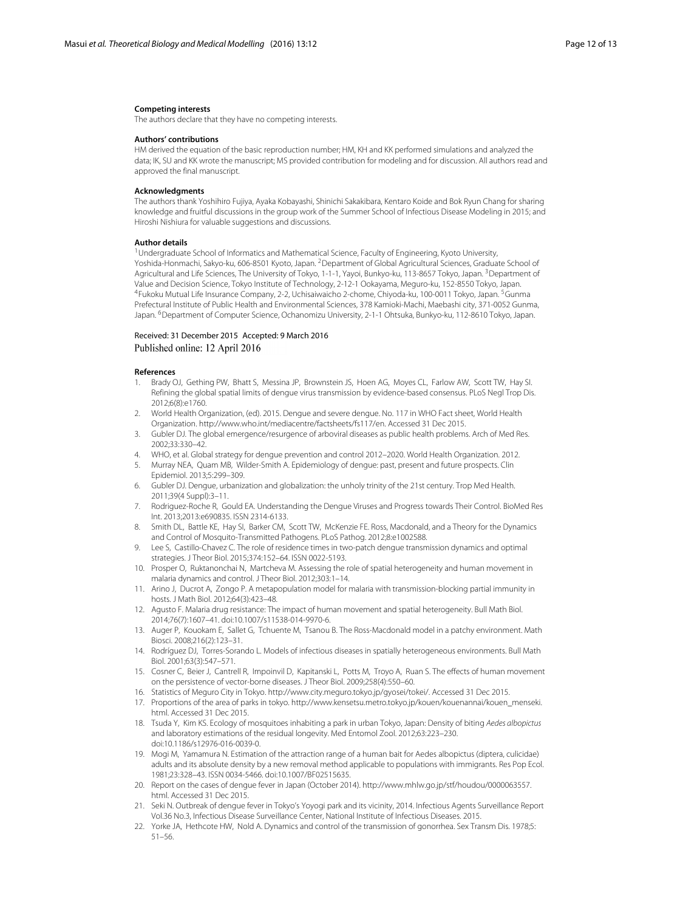### Competing interests

The authors declare that they have no competing interests.

### Authors' contributions

HM derived the equation of the basic reproduction number; HM, KH and KK performed simulations and analyzed the data; IK, SU and KK wrote the manuscript; MS provided contribution for modeling and for discussion. All authors read and approved the final manuscript.

### Acknowledgments

The authors thank Yoshihiro Fujiya, Ayaka Kobayashi, Shinichi Sakakibara, Kentaro Koide and Bok Ryun Chang for sharing knowledge and fruitful discussions in the group work of the Summer School of Infectious Disease Modeling in 2015; and Hiroshi Nishiura for valuable suggestions and discussions.

### Author details

[1]Undergraduate School of Informatics and Mathematical Science, Faculty of Engineering, Kyoto University, Yoshida-Honmachi, Sakyo-ku, 606-8501 Kyoto, Japan. [2]Department of Global Agricultural Sciences, Graduate School of Agricultural and Life Sciences, The University of Tokyo, 1-1-1, Yayoi, Bunkyo-ku, 113-8657 Tokyo, Japan. [3]Department of Value and Decision Science, Tokyo Institute of Technology, 2-12-1 Ookayama, Meguro-ku, 152-8550 Tokyo, Japan. [4]Fukoku Mutual Life Insurance Company, 2-2, Uchisaiwaicho 2-chome, Chiyoda-ku, 100-0011 Tokyo, Japan. [5]Gunma Prefectural Institute of Public Health and Environmental Sciences, 378 Kamioki-Machi, Maebashi city, 371-0052 Gunma, Japan. [6]Department of Computer Science, Ochanomizu University, 2-1-1 Ohtsuka, Bunkyo-ku, 112-8610 Tokyo, Japan.

Received: 31 December 2015 Accepted: 9 March 2016
Published online: 12 April 2016

### References

1. Brady OJ, Gething PW, Bhatt S, Messina JP, Brownstein JS, Hoen AG, Moyes CL, Farlow AW, Scott TW, Hay SI. Refining the global spatial limits of dengue virus transmission by evidence-based consensus. PLoS Negl Trop Dis. 2012;6(8):e1760.
2. World Health Organization, (ed). 2015. Dengue and severe dengue. No. 117 in WHO Fact sheet, World Health Organization. http://www.who.int/mediacentre/factsheets/fs117/en. Accessed 31 Dec 2015.
3. Gubler DJ. The global emergence/resurgence of arboviral diseases as public health problems. Arch of Med Res. 2002;33:330–42.
4. WHO, et al. Global strategy for dengue prevention and control 2012–2020. World Health Organization. 2012.
5. Murray NEA, Quam MB, Wilder-Smith A. Epidemiology of dengue: past, present and future prospects. Clin Epidemiol. 2013;5:299–309.
6. Gubler DJ. Dengue, urbanization and globalization: the unholy trinity of the 21st century. Trop Med Health. 2011;39(4 Suppl):3–11.
7. Rodriguez-Roche R, Gould EA. Understanding the Dengue Viruses and Progress towards Their Control. BioMed Res Int. 2013;2013:e690835. ISSN 2314-6133.
8. Smith DL, Battle KE, Hay SI, Barker CM, Scott TW, McKenzie FE. Ross, Macdonald, and a Theory for the Dynamics and Control of Mosquito-Transmitted Pathogens. PLoS Pathog. 2012;8:e1002588.
9. Lee S, Castillo-Chavez C. The role of residence times in two-patch dengue transmission dynamics and optimal strategies. J Theor Biol. 2015;374:152–64. ISSN 0022-5193.
10. Prosper O, Ruktanonchai N, Martcheva M. Assessing the role of spatial heterogeneity and human movement in malaria dynamics and control. J Theor Biol. 2012;303:1–14.
11. Arino J, Ducrot A, Zongo P. A metapopulation model for malaria with transmission-blocking partial immunity in hosts. J Math Biol. 2012;64(3):423–48.
12. Agusto F. Malaria drug resistance: The impact of human movement and spatial heterogeneity. Bull Math Biol. 2014;76(7):1607–41. doi:10.1007/s11538-014-9970-6.
13. Auger P, Kouokam E, Sallet G, Tchuente M, Tsanou B. The Ross-Macdonald model in a patchy environment. Math Biosci. 2008;216(2):123–31.
14. Rodríguez DJ, Torres-Sorando L. Models of infectious diseases in spatially heterogeneous environments. Bull Math Biol. 2001;63(3):547–571.
15. Cosner C, Beier J, Cantrell R, Impoinvil D, Kapitanski L, Potts M, Troyo A, Ruan S. The effects of human movement on the persistence of vector-borne diseases. J Theor Biol. 2009;258(4):550–60.
16. Statistics of Meguro City in Tokyo. http://www.city.meguro.tokyo.jp/gyosei/tokei/. Accessed 31 Dec 2015.
17. Proportions of the area of parks in tokyo. http://www.kensetsu.metro.tokyo.jp/kouen/kouenannai/kouen_menseki.html. Accessed 31 Dec 2015.
18. Tsuda Y, Kim KS. Ecology of mosquitoes inhabiting a park in urban Tokyo, Japan: Density of biting *Aedes albopictus* and laboratory estimations of the residual longevity. Med Entomol Zool. 2012;63:223–230. doi:10.1186/s12976-016-0039-0.
19. Mogi M, Yamamura N. Estimation of the attraction range of a human bait for Aedes albopictus (diptera, culicidae) adults and its absolute density by a new removal method applicable to populations with immigrants. Res Pop Ecol. 1981;23:328–43. ISSN 0034-5466. doi:10.1007/BF02515635.
20. Report on the cases of dengue fever in Japan (October 2014). http://www.mhlw.go.jp/stf/houdou/0000063557.html. Accessed 31 Dec 2015.
21. Seki N. Outbreak of dengue fever in Tokyo's Yoyogi park and its vicinity, 2014. Infectious Agents Surveillance Report Vol.36 No.3, Infectious Disease Surveillance Center, National Institute of Infectious Diseases. 2015.
22. Yorke JA, Hethcote HW, Nold A. Dynamics and control of the transmission of gonorrhea. Sex Transm Dis. 1978;5: 51–56.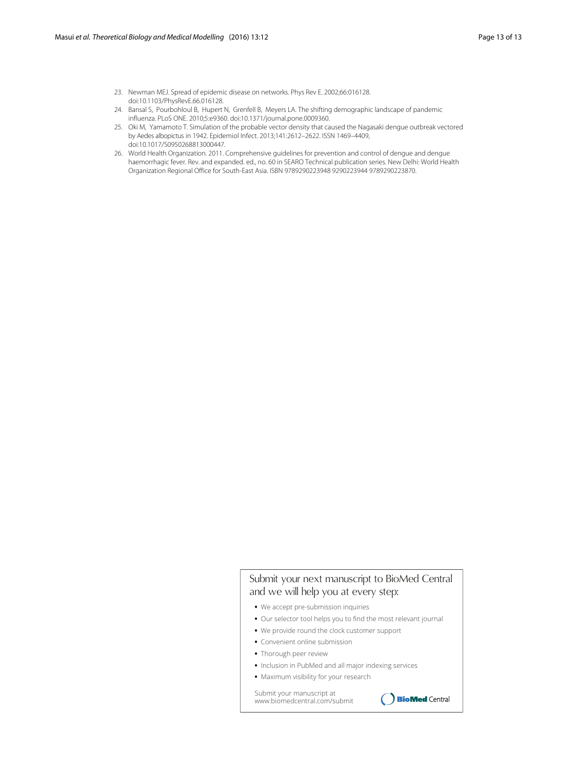23. Newman MEJ. Spread of epidemic disease on networks. Phys Rev E. 2002;66:016128. doi:10.1103/PhysRevE.66.016128.
24. Bansal S, Pourbohloul B, Hupert N, Grenfell B, Meyers LA. The shifting demographic landscape of pandemic influenza. PLoS ONE. 2010;5:e9360. doi:10.1371/journal.pone.0009360.
25. Oki M, Yamamoto T. Simulation of the probable vector density that caused the Nagasaki dengue outbreak vectored by Aedes albopictus in 1942. Epidemiol Infect. 2013;141:2612–2622. ISSN 1469–4409, doi:10.1017/S0950268813000447.
26. World Health Organization. 2011. Comprehensive guidelines for prevention and control of dengue and dengue haemorrhagic fever. Rev. and expanded. ed., no. 60 in SEARO Technical publication series. New Delhi: World Health Organization Regional Office for South-East Asia. ISBN 9789290223948 9290223944 9789290223870.

Submit your next manuscript to BioMed Central and we will help you at every step:

- We accept pre-submission inquiries
- Our selector tool helps you to find the most relevant journal
- We provide round the clock customer support
- Convenient online submission
- Thorough peer review
- Inclusion in PubMed and all major indexing services
- Maximum visibility for your research

Submit your manuscript at www.biomedcentral.com/submit

BioMed Central